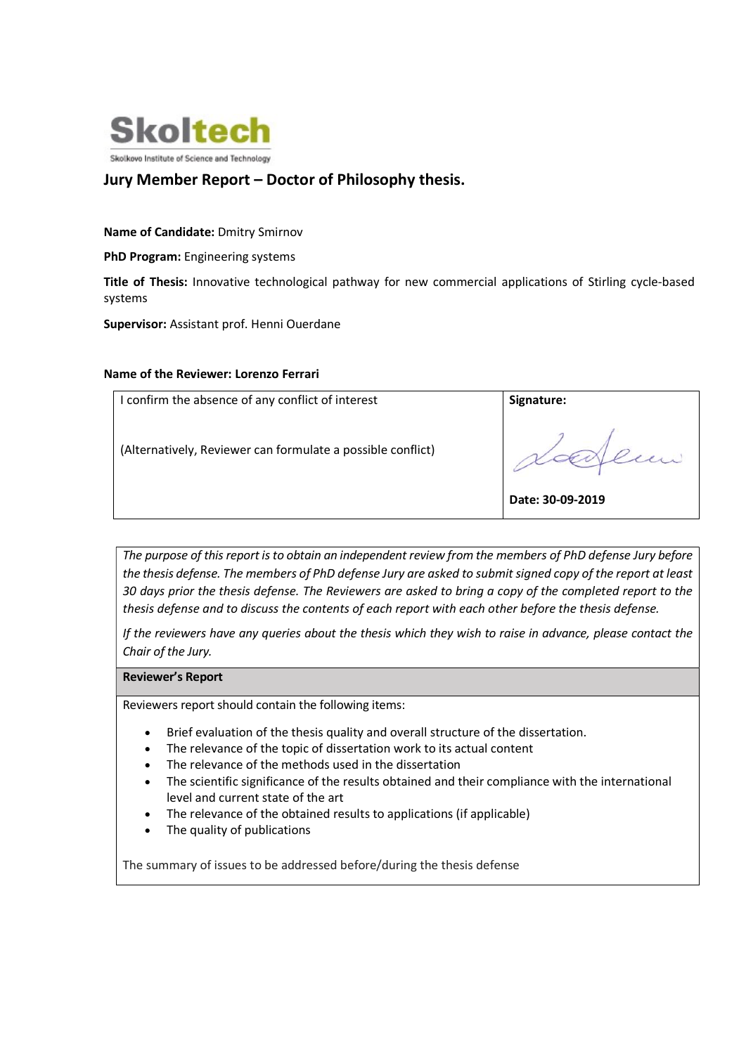Skoltech

Skolkovo Institute of Science and Technology

## Jury Member Report – Doctor of Philosophy thesis.

**Name of Candidate:** Dmitry Smirnov

**PhD Program:** Engineering systems

**Title of Thesis:** Innovative technological pathway for new commercial applications of Stirling cycle-based systems

**Supervisor:** Assistant prof. Henni Ouerdane

**Name of the Reviewer: Lorenzo Ferrari**

| I confirm the absence of any conflict of interest<br><br>(Alternatively, Reviewer can formulate a possible conflict) | **Signature:**<br><br>**Date: 30-09-2019** |
|---|---|

*The purpose of this report is to obtain an independent review from the members of PhD defense Jury before the thesis defense. The members of PhD defense Jury are asked to submit signed copy of the report at least 30 days prior the thesis defense. The Reviewers are asked to bring a copy of the completed report to the thesis defense and to discuss the contents of each report with each other before the thesis defense.*

*If the reviewers have any queries about the thesis which they wish to raise in advance, please contact the Chair of the Jury.*

**Reviewer's Report**

Reviewers report should contain the following items:

- Brief evaluation of the thesis quality and overall structure of the dissertation.
- The relevance of the topic of dissertation work to its actual content
- The relevance of the methods used in the dissertation
- The scientific significance of the results obtained and their compliance with the international level and current state of the art
- The relevance of the obtained results to applications (if applicable)
- The quality of publications

The summary of issues to be addressed before/during the thesis defense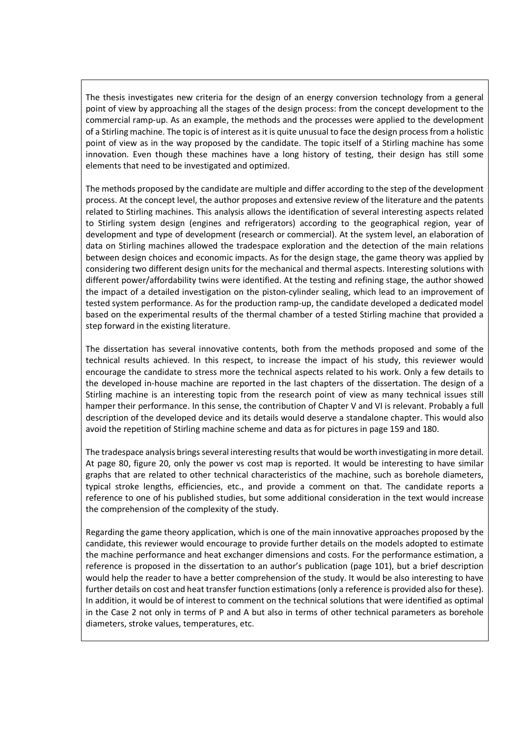The thesis investigates new criteria for the design of an energy conversion technology from a general point of view by approaching all the stages of the design process: from the concept development to the commercial ramp-up. As an example, the methods and the processes were applied to the development of a Stirling machine. The topic is of interest as it is quite unusual to face the design process from a holistic point of view as in the way proposed by the candidate. The topic itself of a Stirling machine has some innovation. Even though these machines have a long history of testing, their design has still some elements that need to be investigated and optimized.

The methods proposed by the candidate are multiple and differ according to the step of the development process. At the concept level, the author proposes and extensive review of the literature and the patents related to Stirling machines. This analysis allows the identification of several interesting aspects related to Stirling system design (engines and refrigerators) according to the geographical region, year of development and type of development (research or commercial). At the system level, an elaboration of data on Stirling machines allowed the tradespace exploration and the detection of the main relations between design choices and economic impacts. As for the design stage, the game theory was applied by considering two different design units for the mechanical and thermal aspects. Interesting solutions with different power/affordability twins were identified. At the testing and refining stage, the author showed the impact of a detailed investigation on the piston-cylinder sealing, which lead to an improvement of tested system performance. As for the production ramp-up, the candidate developed a dedicated model based on the experimental results of the thermal chamber of a tested Stirling machine that provided a step forward in the existing literature.

The dissertation has several innovative contents, both from the methods proposed and some of the technical results achieved. In this respect, to increase the impact of his study, this reviewer would encourage the candidate to stress more the technical aspects related to his work. Only a few details to the developed in-house machine are reported in the last chapters of the dissertation. The design of a Stirling machine is an interesting topic from the research point of view as many technical issues still hamper their performance. In this sense, the contribution of Chapter V and VI is relevant. Probably a full description of the developed device and its details would deserve a standalone chapter. This would also avoid the repetition of Stirling machine scheme and data as for pictures in page 159 and 180.

The tradespace analysis brings several interesting results that would be worth investigating in more detail. At page 80, figure 20, only the power vs cost map is reported. It would be interesting to have similar graphs that are related to other technical characteristics of the machine, such as borehole diameters, typical stroke lengths, efficiencies, etc., and provide a comment on that. The candidate reports a reference to one of his published studies, but some additional consideration in the text would increase the comprehension of the complexity of the study.

Regarding the game theory application, which is one of the main innovative approaches proposed by the candidate, this reviewer would encourage to provide further details on the models adopted to estimate the machine performance and heat exchanger dimensions and costs. For the performance estimation, a reference is proposed in the dissertation to an author's publication (page 101), but a brief description would help the reader to have a better comprehension of the study. It would be also interesting to have further details on cost and heat transfer function estimations (only a reference is provided also for these). In addition, it would be of interest to comment on the technical solutions that were identified as optimal in the Case 2 not only in terms of P and A but also in terms of other technical parameters as borehole diameters, stroke values, temperatures, etc.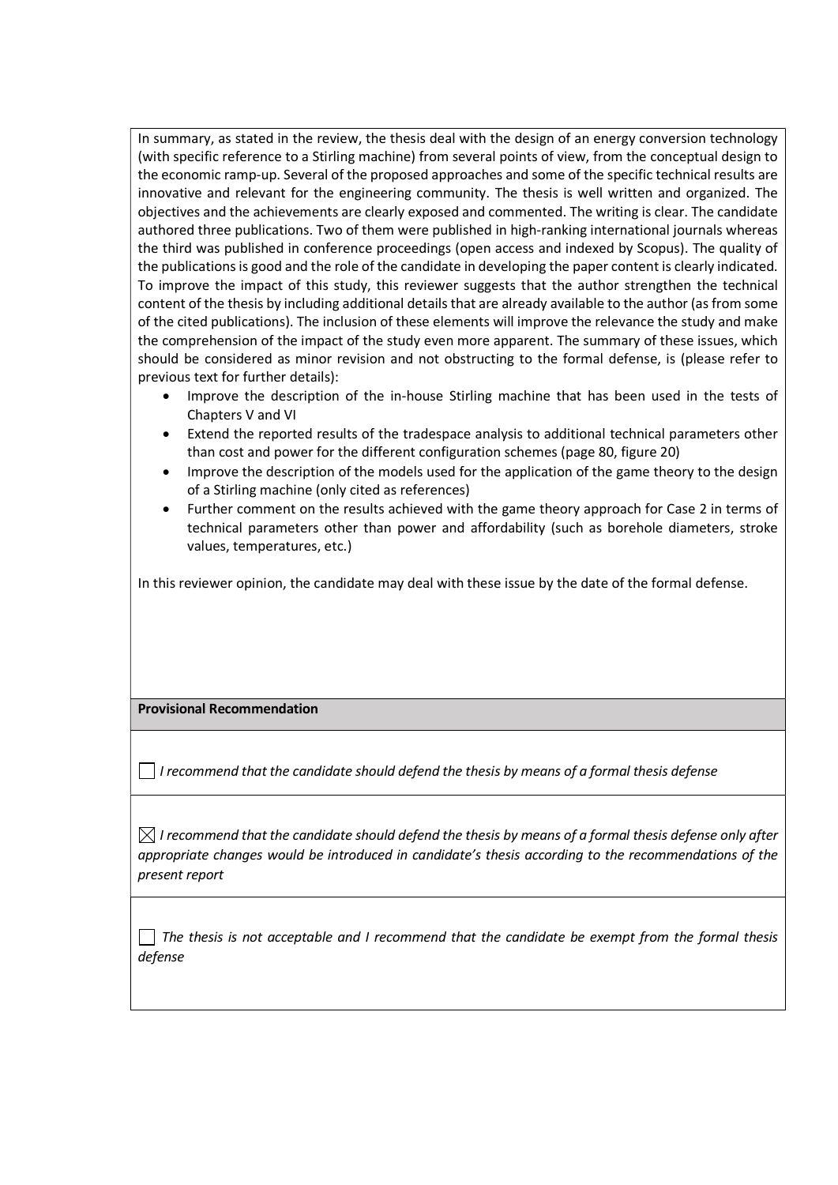In summary, as stated in the review, the thesis deal with the design of an energy conversion technology (with specific reference to a Stirling machine) from several points of view, from the conceptual design to the economic ramp-up. Several of the proposed approaches and some of the specific technical results are innovative and relevant for the engineering community. The thesis is well written and organized. The objectives and the achievements are clearly exposed and commented. The writing is clear. The candidate authored three publications. Two of them were published in high-ranking international journals whereas the third was published in conference proceedings (open access and indexed by Scopus). The quality of the publications is good and the role of the candidate in developing the paper content is clearly indicated. To improve the impact of this study, this reviewer suggests that the author strengthen the technical content of the thesis by including additional details that are already available to the author (as from some of the cited publications). The inclusion of these elements will improve the relevance the study and make the comprehension of the impact of the study even more apparent. The summary of these issues, which should be considered as minor revision and not obstructing to the formal defense, is (please refer to previous text for further details):

- Improve the description of the in-house Stirling machine that has been used in the tests of Chapters V and VI
- Extend the reported results of the tradespace analysis to additional technical parameters other than cost and power for the different configuration schemes (page 80, figure 20)
- Improve the description of the models used for the application of the game theory to the design of a Stirling machine (only cited as references)
- Further comment on the results achieved with the game theory approach for Case 2 in terms of technical parameters other than power and affordability (such as borehole diameters, stroke values, temperatures, etc.)

In this reviewer opinion, the candidate may deal with these issue by the date of the formal defense.

**Provisional Recommendation**

☐ *I recommend that the candidate should defend the thesis by means of a formal thesis defense*

☒ *I recommend that the candidate should defend the thesis by means of a formal thesis defense only after appropriate changes would be introduced in candidate's thesis according to the recommendations of the present report*

☐ *The thesis is not acceptable and I recommend that the candidate be exempt from the formal thesis defense*